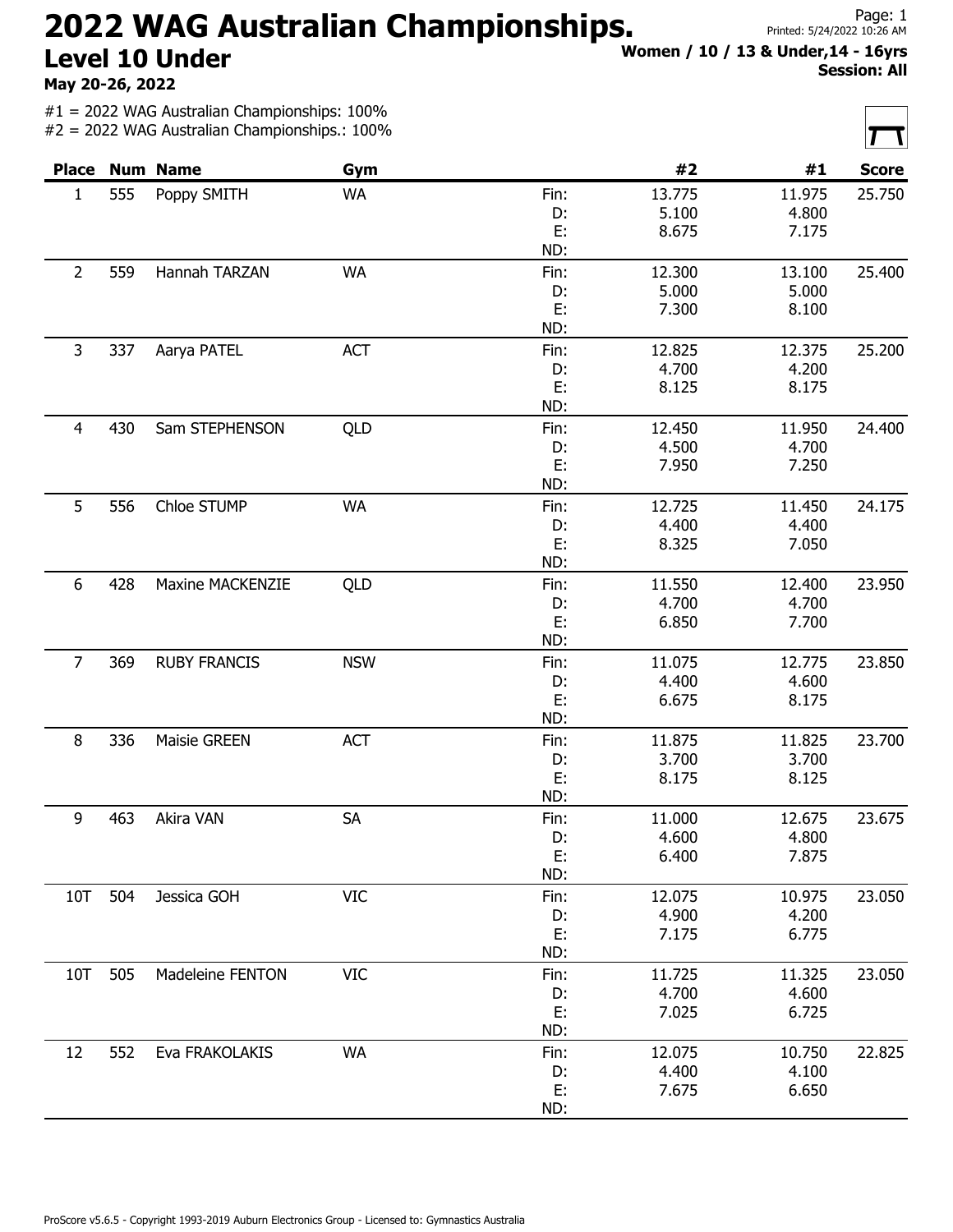# 2022 WAG Australian Championships.

## Level 10 Under

**May 20-26, 2022**

**Women / 10 / 13 & Under,14 - 16yrs**
**Session: All**

#1 = 2022 WAG Australian Championships: 100%
#2 = 2022 WAG Australian Championships.: 100%

| Place | Num | Name | Gym | | #2 | #1 | Score |
|---|---|---|---|---|---|---|---|
| 1 | 555 | Poppy SMITH | WA | Fin: | 13.775 | 11.975 | 25.750 |
| | | | | D: | 5.100 | 4.800 | |
| | | | | E: | 8.675 | 7.175 | |
| | | | | ND: | | | |
| 2 | 559 | Hannah TARZAN | WA | Fin: | 12.300 | 13.100 | 25.400 |
| | | | | D: | 5.000 | 5.000 | |
| | | | | E: | 7.300 | 8.100 | |
| | | | | ND: | | | |
| 3 | 337 | Aarya PATEL | ACT | Fin: | 12.825 | 12.375 | 25.200 |
| | | | | D: | 4.700 | 4.200 | |
| | | | | E: | 8.125 | 8.175 | |
| | | | | ND: | | | |
| 4 | 430 | Sam STEPHENSON | QLD | Fin: | 12.450 | 11.950 | 24.400 |
| | | | | D: | 4.500 | 4.700 | |
| | | | | E: | 7.950 | 7.250 | |
| | | | | ND: | | | |
| 5 | 556 | Chloe STUMP | WA | Fin: | 12.725 | 11.450 | 24.175 |
| | | | | D: | 4.400 | 4.400 | |
| | | | | E: | 8.325 | 7.050 | |
| | | | | ND: | | | |
| 6 | 428 | Maxine MACKENZIE | QLD | Fin: | 11.550 | 12.400 | 23.950 |
| | | | | D: | 4.700 | 4.700 | |
| | | | | E: | 6.850 | 7.700 | |
| | | | | ND: | | | |
| 7 | 369 | RUBY FRANCIS | NSW | Fin: | 11.075 | 12.775 | 23.850 |
| | | | | D: | 4.400 | 4.600 | |
| | | | | E: | 6.675 | 8.175 | |
| | | | | ND: | | | |
| 8 | 336 | Maisie GREEN | ACT | Fin: | 11.875 | 11.825 | 23.700 |
| | | | | D: | 3.700 | 3.700 | |
| | | | | E: | 8.175 | 8.125 | |
| | | | | ND: | | | |
| 9 | 463 | Akira VAN | SA | Fin: | 11.000 | 12.675 | 23.675 |
| | | | | D: | 4.600 | 4.800 | |
| | | | | E: | 6.400 | 7.875 | |
| | | | | ND: | | | |
| 10T | 504 | Jessica GOH | VIC | Fin: | 12.075 | 10.975 | 23.050 |
| | | | | D: | 4.900 | 4.200 | |
| | | | | E: | 7.175 | 6.775 | |
| | | | | ND: | | | |
| 10T | 505 | Madeleine FENTON | VIC | Fin: | 11.725 | 11.325 | 23.050 |
| | | | | D: | 4.700 | 4.600 | |
| | | | | E: | 7.025 | 6.725 | |
| | | | | ND: | | | |
| 12 | 552 | Eva FRAKOLAKIS | WA | Fin: | 12.075 | 10.750 | 22.825 |
| | | | | D: | 4.400 | 4.100 | |
| | | | | E: | 7.675 | 6.650 | |
| | | | | ND: | | | |

ProScore v5.6.5 - Copyright 1993-2019 Auburn Electronics Group - Licensed to: Gymnastics Australia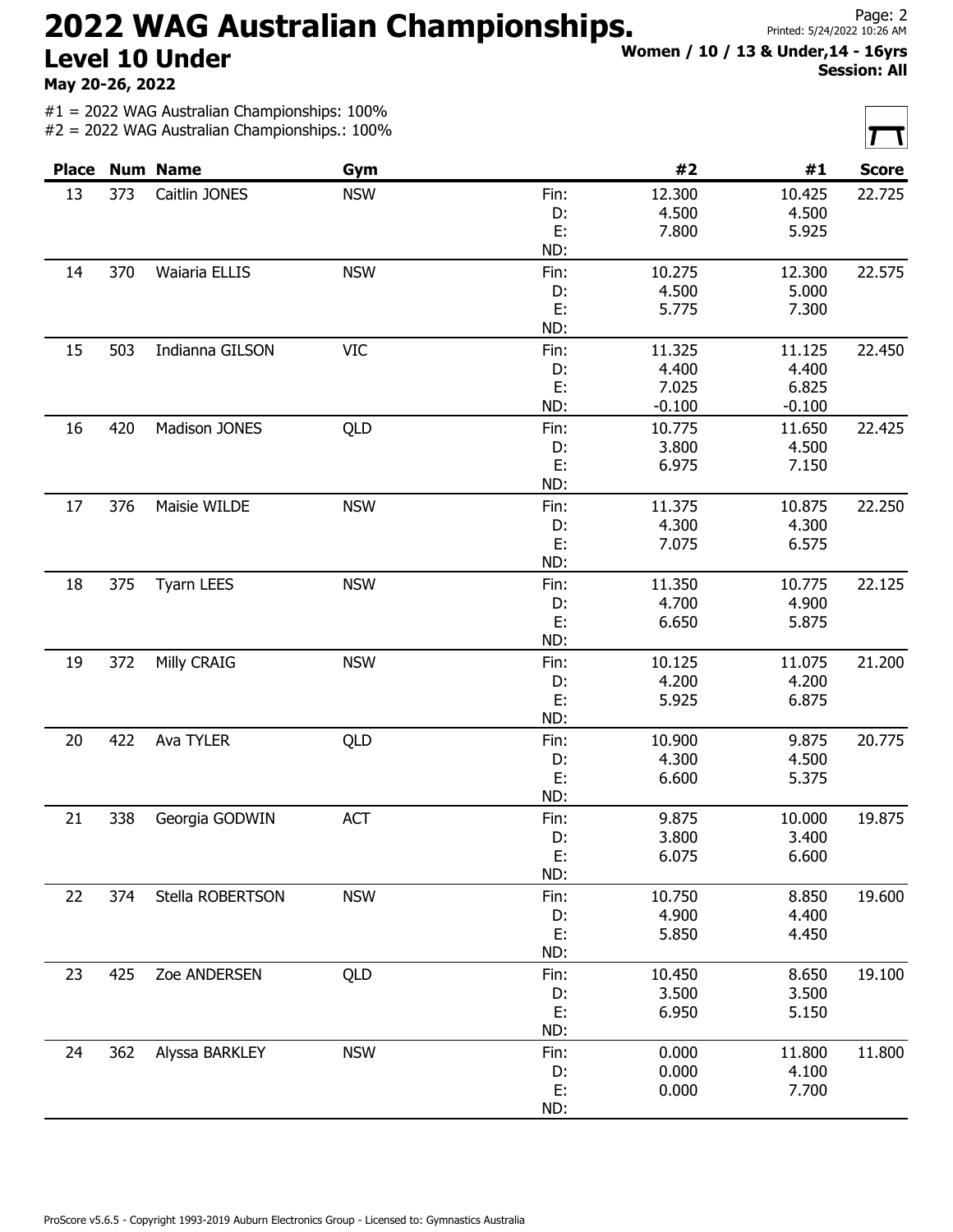# 2022 WAG Australian Championships.

## Level 10 Under

**May 20-26, 2022**

**Women / 10 / 13 & Under,14 - 16yrs**
**Session: All**

#1 = 2022 WAG Australian Championships: 100%
#2 = 2022 WAG Australian Championships.: 100%

| Place | Num | Name | Gym | | #2 | #1 | Score |
|---|---|---|---|---|---|---|---|
| 13 | 373 | Caitlin JONES | NSW | Fin: | 12.300 | 10.425 | 22.725 |
| | | | | D: | 4.500 | 4.500 | |
| | | | | E: | 7.800 | 5.925 | |
| | | | | ND: | | | |
| 14 | 370 | Waiaria ELLIS | NSW | Fin: | 10.275 | 12.300 | 22.575 |
| | | | | D: | 4.500 | 5.000 | |
| | | | | E: | 5.775 | 7.300 | |
| | | | | ND: | | | |
| 15 | 503 | Indianna GILSON | VIC | Fin: | 11.325 | 11.125 | 22.450 |
| | | | | D: | 4.400 | 4.400 | |
| | | | | E: | 7.025 | 6.825 | |
| | | | | ND: | -0.100 | -0.100 | |
| 16 | 420 | Madison JONES | QLD | Fin: | 10.775 | 11.650 | 22.425 |
| | | | | D: | 3.800 | 4.500 | |
| | | | | E: | 6.975 | 7.150 | |
| | | | | ND: | | | |
| 17 | 376 | Maisie WILDE | NSW | Fin: | 11.375 | 10.875 | 22.250 |
| | | | | D: | 4.300 | 4.300 | |
| | | | | E: | 7.075 | 6.575 | |
| | | | | ND: | | | |
| 18 | 375 | Tyarn LEES | NSW | Fin: | 11.350 | 10.775 | 22.125 |
| | | | | D: | 4.700 | 4.900 | |
| | | | | E: | 6.650 | 5.875 | |
| | | | | ND: | | | |
| 19 | 372 | Milly CRAIG | NSW | Fin: | 10.125 | 11.075 | 21.200 |
| | | | | D: | 4.200 | 4.200 | |
| | | | | E: | 5.925 | 6.875 | |
| | | | | ND: | | | |
| 20 | 422 | Ava TYLER | QLD | Fin: | 10.900 | 9.875 | 20.775 |
| | | | | D: | 4.300 | 4.500 | |
| | | | | E: | 6.600 | 5.375 | |
| | | | | ND: | | | |
| 21 | 338 | Georgia GODWIN | ACT | Fin: | 9.875 | 10.000 | 19.875 |
| | | | | D: | 3.800 | 3.400 | |
| | | | | E: | 6.075 | 6.600 | |
| | | | | ND: | | | |
| 22 | 374 | Stella ROBERTSON | NSW | Fin: | 10.750 | 8.850 | 19.600 |
| | | | | D: | 4.900 | 4.400 | |
| | | | | E: | 5.850 | 4.450 | |
| | | | | ND: | | | |
| 23 | 425 | Zoe ANDERSEN | QLD | Fin: | 10.450 | 8.650 | 19.100 |
| | | | | D: | 3.500 | 3.500 | |
| | | | | E: | 6.950 | 5.150 | |
| | | | | ND: | | | |
| 24 | 362 | Alyssa BARKLEY | NSW | Fin: | 0.000 | 11.800 | 11.800 |
| | | | | D: | 0.000 | 4.100 | |
| | | | | E: | 0.000 | 7.700 | |
| | | | | ND: | | | |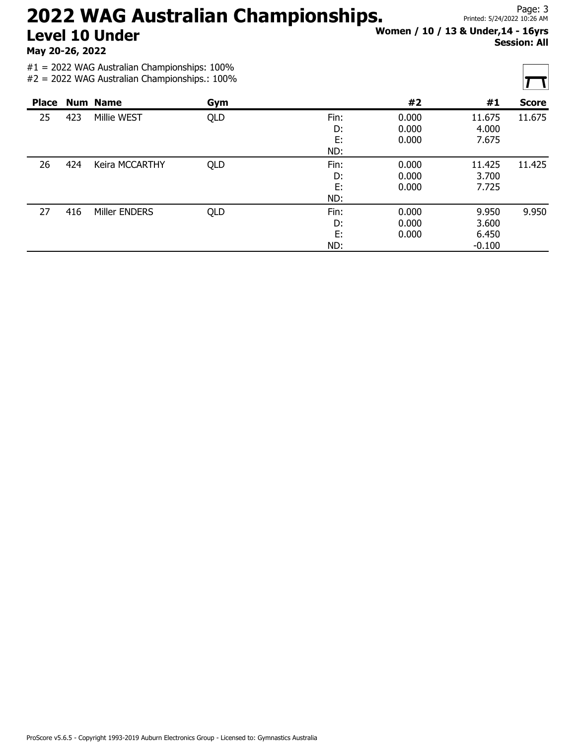# 2022 WAG Australian Championships.

## Level 10 Under

**May 20-26, 2022**

**Women / 10 / 13 & Under,14 - 16yrs**
**Session: All**

#1 = 2022 WAG Australian Championships: 100%
#2 = 2022 WAG Australian Championships.: 100%

| Place | Num | Name | Gym | | #2 | #1 | Score |
|---|---|---|---|---|---|---|---|
| 25 | 423 | Millie WEST | QLD | Fin: | 0.000 | 11.675 | 11.675 |
| | | | | D: | 0.000 | 4.000 | |
| | | | | E: | 0.000 | 7.675 | |
| | | | | ND: | | | |
| 26 | 424 | Keira MCCARTHY | QLD | Fin: | 0.000 | 11.425 | 11.425 |
| | | | | D: | 0.000 | 3.700 | |
| | | | | E: | 0.000 | 7.725 | |
| | | | | ND: | | | |
| 27 | 416 | Miller ENDERS | QLD | Fin: | 0.000 | 9.950 | 9.950 |
| | | | | D: | 0.000 | 3.600 | |
| | | | | E: | 0.000 | 6.450 | |
| | | | | ND: | | -0.100 | |

ProScore v5.6.5 - Copyright 1993-2019 Auburn Electronics Group - Licensed to: Gymnastics Australia